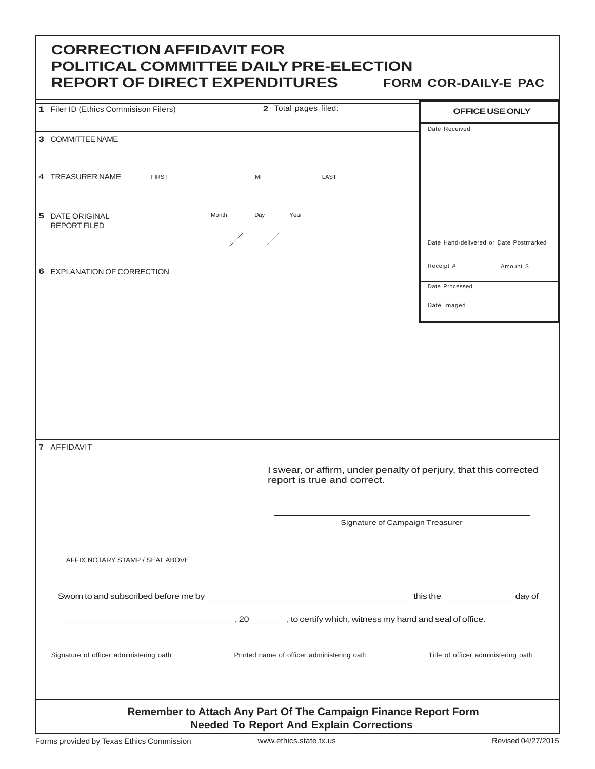# CORRECTION AFFIDAVIT FOR POLITICAL COMMITTEE DAILY PRE-ELECTION REPORT OF DIRECT EXPENDITURES

**FORM COR-DAILY-E PAC**

| | | |
|---|---|---|
| **1** Filer ID (Ethics Commisison Filers) | **2** Total pages filed: | **OFFICE USE ONLY** |
| **3** COMMITTEE NAME | | Date Received |
| 4 TREASURER NAME | FIRST MI LAST | |
| **5** DATE ORIGINAL REPORT FILED | Month / Day / Year | Date Hand-delivered or Date Postmarked |
| **6** EXPLANATION OF CORRECTION | | Receipt # / Amount $ |
| | | Date Processed |
| | | Date Imaged |

**7** AFFIDAVIT

I swear, or affirm, under penalty of perjury, that this corrected report is true and correct.

______________________________
Signature of Campaign Treasurer

AFFIX NOTARY STAMP / SEAL ABOVE

Sworn to and subscribed before me by ______________________ this the __________ day of

______________________, 20______, to certify which, witness my hand and seal of office.

| Signature of officer administering oath | Printed name of officer administering oath | Title of officer administering oath |
|---|---|---|

**Remember to Attach Any Part Of The Campaign Finance Report Form Needed To Report And Explain Corrections**

Forms provided by Texas Ethics Commission www.ethics.state.tx.us Revised 04/27/2015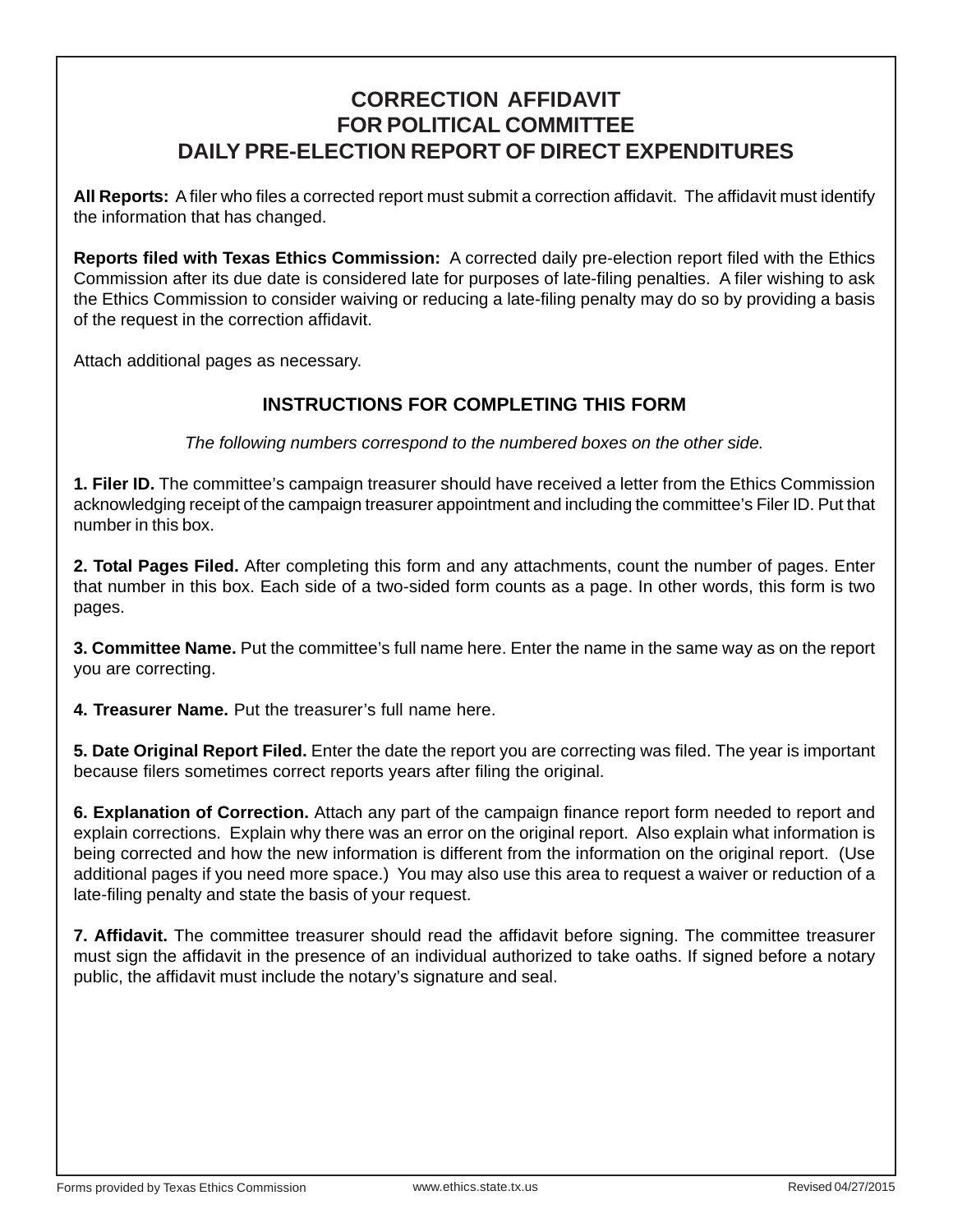# CORRECTION AFFIDAVIT
# FOR POLITICAL COMMITTEE
# DAILY PRE-ELECTION REPORT OF DIRECT EXPENDITURES

**All Reports:** A filer who files a corrected report must submit a correction affidavit. The affidavit must identify the information that has changed.

**Reports filed with Texas Ethics Commission:** A corrected daily pre-election report filed with the Ethics Commission after its due date is considered late for purposes of late-filing penalties. A filer wishing to ask the Ethics Commission to consider waiving or reducing a late-filing penalty may do so by providing a basis of the request in the correction affidavit.

Attach additional pages as necessary.

## INSTRUCTIONS FOR COMPLETING THIS FORM

*The following numbers correspond to the numbered boxes on the other side.*

**1. Filer ID.** The committee's campaign treasurer should have received a letter from the Ethics Commission acknowledging receipt of the campaign treasurer appointment and including the committee's Filer ID. Put that number in this box.

**2. Total Pages Filed.** After completing this form and any attachments, count the number of pages. Enter that number in this box. Each side of a two-sided form counts as a page. In other words, this form is two pages.

**3. Committee Name.** Put the committee's full name here. Enter the name in the same way as on the report you are correcting.

**4. Treasurer Name.** Put the treasurer's full name here.

**5. Date Original Report Filed.** Enter the date the report you are correcting was filed. The year is important because filers sometimes correct reports years after filing the original.

**6. Explanation of Correction.** Attach any part of the campaign finance report form needed to report and explain corrections. Explain why there was an error on the original report. Also explain what information is being corrected and how the new information is different from the information on the original report. (Use additional pages if you need more space.) You may also use this area to request a waiver or reduction of a late-filing penalty and state the basis of your request.

**7. Affidavit.** The committee treasurer should read the affidavit before signing. The committee treasurer must sign the affidavit in the presence of an individual authorized to take oaths. If signed before a notary public, the affidavit must include the notary's signature and seal.

Forms provided by Texas Ethics Commission www.ethics.state.tx.us Revised 04/27/2015